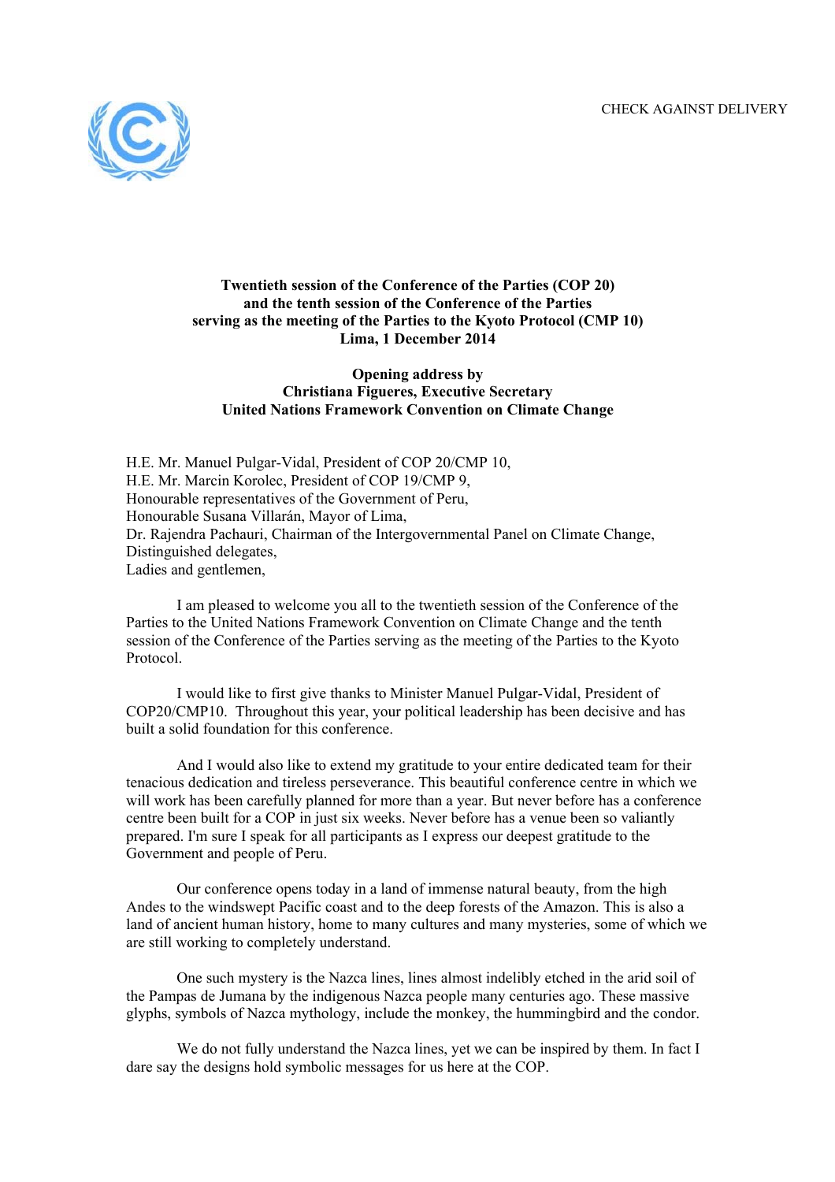CHECK AGAINST DELIVERY

**Twentieth session of the Conference of the Parties (COP 20)**
**and the tenth session of the Conference of the Parties**
**serving as the meeting of the Parties to the Kyoto Protocol (CMP 10)**
**Lima, 1 December 2014**

**Opening address by**
**Christiana Figueres, Executive Secretary**
**United Nations Framework Convention on Climate Change**

H.E. Mr. Manuel Pulgar-Vidal, President of COP 20/CMP 10,
H.E. Mr. Marcin Korolec, President of COP 19/CMP 9,
Honourable representatives of the Government of Peru,
Honourable Susana Villarán, Mayor of Lima,
Dr. Rajendra Pachauri, Chairman of the Intergovernmental Panel on Climate Change,
Distinguished delegates,
Ladies and gentlemen,

I am pleased to welcome you all to the twentieth session of the Conference of the Parties to the United Nations Framework Convention on Climate Change and the tenth session of the Conference of the Parties serving as the meeting of the Parties to the Kyoto Protocol.

I would like to first give thanks to Minister Manuel Pulgar-Vidal, President of COP20/CMP10. Throughout this year, your political leadership has been decisive and has built a solid foundation for this conference.

And I would also like to extend my gratitude to your entire dedicated team for their tenacious dedication and tireless perseverance. This beautiful conference centre in which we will work has been carefully planned for more than a year. But never before has a conference centre been built for a COP in just six weeks. Never before has a venue been so valiantly prepared. I'm sure I speak for all participants as I express our deepest gratitude to the Government and people of Peru.

Our conference opens today in a land of immense natural beauty, from the high Andes to the windswept Pacific coast and to the deep forests of the Amazon. This is also a land of ancient human history, home to many cultures and many mysteries, some of which we are still working to completely understand.

One such mystery is the Nazca lines, lines almost indelibly etched in the arid soil of the Pampas de Jumana by the indigenous Nazca people many centuries ago. These massive glyphs, symbols of Nazca mythology, include the monkey, the hummingbird and the condor.

We do not fully understand the Nazca lines, yet we can be inspired by them. In fact I dare say the designs hold symbolic messages for us here at the COP.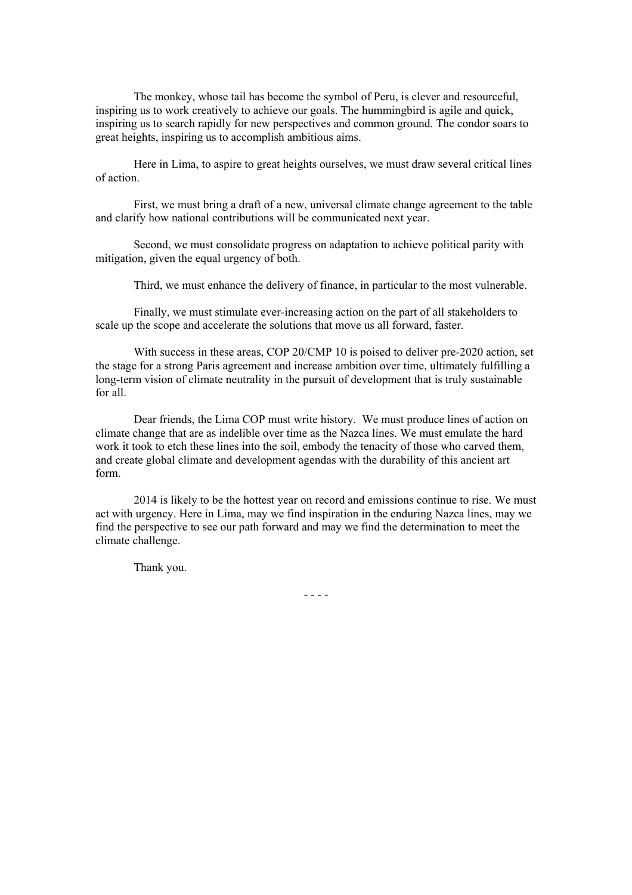The monkey, whose tail has become the symbol of Peru, is clever and resourceful, inspiring us to work creatively to achieve our goals. The hummingbird is agile and quick, inspiring us to search rapidly for new perspectives and common ground. The condor soars to great heights, inspiring us to accomplish ambitious aims.

Here in Lima, to aspire to great heights ourselves, we must draw several critical lines of action.

First, we must bring a draft of a new, universal climate change agreement to the table and clarify how national contributions will be communicated next year.

Second, we must consolidate progress on adaptation to achieve political parity with mitigation, given the equal urgency of both.

Third, we must enhance the delivery of finance, in particular to the most vulnerable.

Finally, we must stimulate ever-increasing action on the part of all stakeholders to scale up the scope and accelerate the solutions that move us all forward, faster.

With success in these areas, COP 20/CMP 10 is poised to deliver pre-2020 action, set the stage for a strong Paris agreement and increase ambition over time, ultimately fulfilling a long-term vision of climate neutrality in the pursuit of development that is truly sustainable for all.

Dear friends, the Lima COP must write history. We must produce lines of action on climate change that are as indelible over time as the Nazca lines. We must emulate the hard work it took to etch these lines into the soil, embody the tenacity of those who carved them, and create global climate and development agendas with the durability of this ancient art form.

2014 is likely to be the hottest year on record and emissions continue to rise. We must act with urgency. Here in Lima, may we find inspiration in the enduring Nazca lines, may we find the perspective to see our path forward and may we find the determination to meet the climate challenge.

Thank you.

- - - -